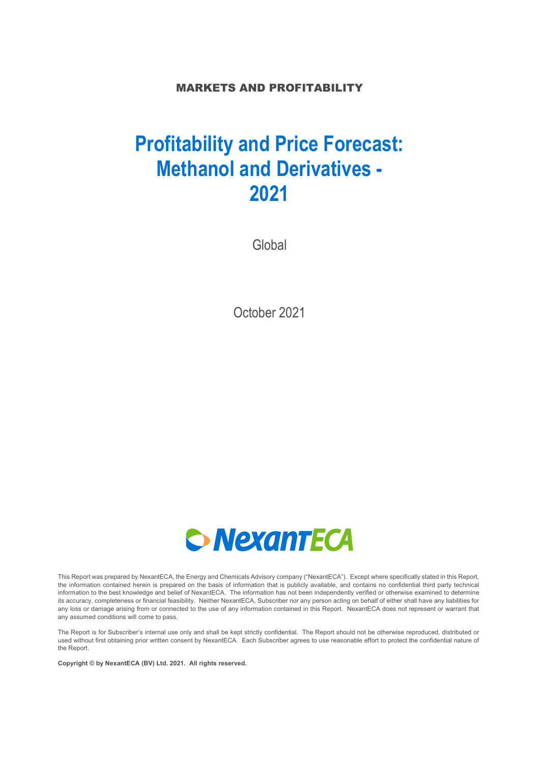MARKETS AND PROFITABILITY

# Profitability and Price Forecast: Methanol and Derivatives - 2021

Global

October 2021

NexantECA

This Report was prepared by NexantECA, the Energy and Chemicals Advisory company ("NexantECA"). Except where specifically stated in this Report, the information contained herein is prepared on the basis of information that is publicly available, and contains no confidential third party technical information to the best knowledge and belief of NexantECA. The information has not been independently verified or otherwise examined to determine its accuracy, completeness or financial feasibility. Neither NexantECA, Subscriber nor any person acting on behalf of either shall have any liabilities for any loss or damage arising from or connected to the use of any information contained in this Report. NexantECA does not represent or warrant that any assumed conditions will come to pass.

The Report is for Subscriber's internal use only and shall be kept strictly confidential. The Report should not be otherwise reproduced, distributed or used without first obtaining prior written consent by NexantECA. Each Subscriber agrees to use reasonable effort to protect the confidential nature of the Report.

**Copyright © by NexantECA (BV) Ltd. 2021. All rights reserved.**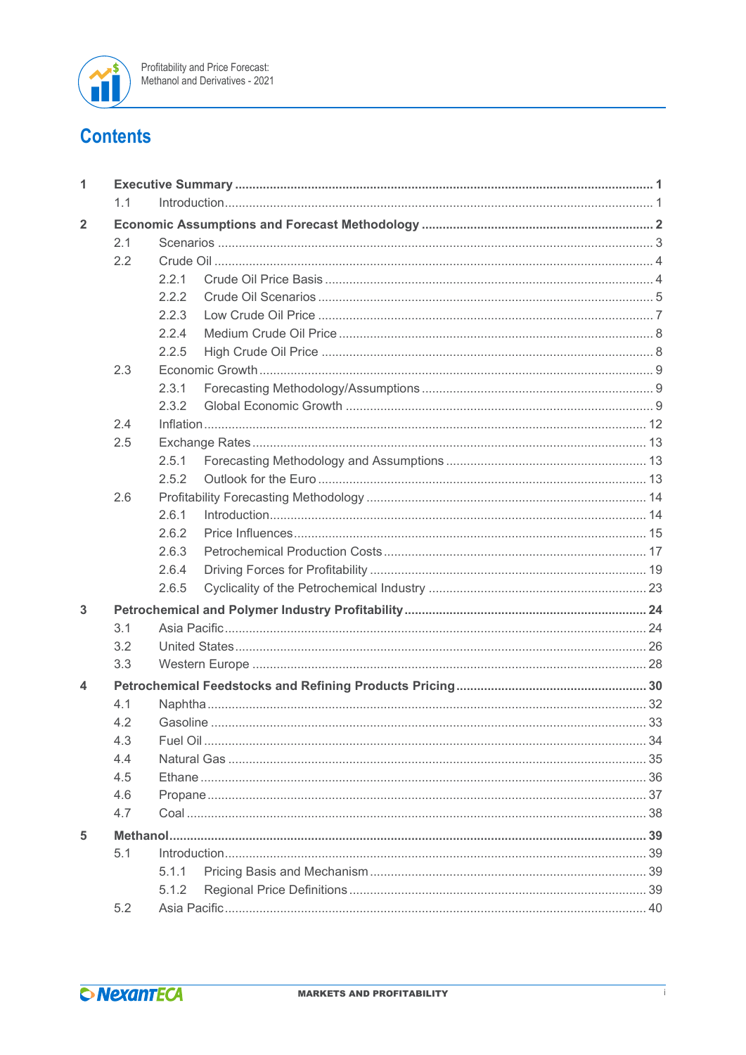# Contents

- **1 Executive Summary** .......... 1
  - 1.1 Introduction .......... 1
- **2 Economic Assumptions and Forecast Methodology** .......... 2
  - 2.1 Scenarios .......... 3
  - 2.2 Crude Oil .......... 4
    - 2.2.1 Crude Oil Price Basis .......... 4
    - 2.2.2 Crude Oil Scenarios .......... 5
    - 2.2.3 Low Crude Oil Price .......... 7
    - 2.2.4 Medium Crude Oil Price .......... 8
    - 2.2.5 High Crude Oil Price .......... 8
  - 2.3 Economic Growth .......... 9
    - 2.3.1 Forecasting Methodology/Assumptions .......... 9
    - 2.3.2 Global Economic Growth .......... 9
  - 2.4 Inflation .......... 12
  - 2.5 Exchange Rates .......... 13
    - 2.5.1 Forecasting Methodology and Assumptions .......... 13
    - 2.5.2 Outlook for the Euro .......... 13
  - 2.6 Profitability Forecasting Methodology .......... 14
    - 2.6.1 Introduction .......... 14
    - 2.6.2 Price Influences .......... 15
    - 2.6.3 Petrochemical Production Costs .......... 17
    - 2.6.4 Driving Forces for Profitability .......... 19
    - 2.6.5 Cyclicality of the Petrochemical Industry .......... 23
- **3 Petrochemical and Polymer Industry Profitability** .......... 24
  - 3.1 Asia Pacific .......... 24
  - 3.2 United States .......... 26
  - 3.3 Western Europe .......... 28
- **4 Petrochemical Feedstocks and Refining Products Pricing** .......... 30
  - 4.1 Naphtha .......... 32
  - 4.2 Gasoline .......... 33
  - 4.3 Fuel Oil .......... 34
  - 4.4 Natural Gas .......... 35
  - 4.5 Ethane .......... 36
  - 4.6 Propane .......... 37
  - 4.7 Coal .......... 38
- **5 Methanol** .......... 39
  - 5.1 Introduction .......... 39
    - 5.1.1 Pricing Basis and Mechanism .......... 39
    - 5.1.2 Regional Price Definitions .......... 39
  - 5.2 Asia Pacific .......... 40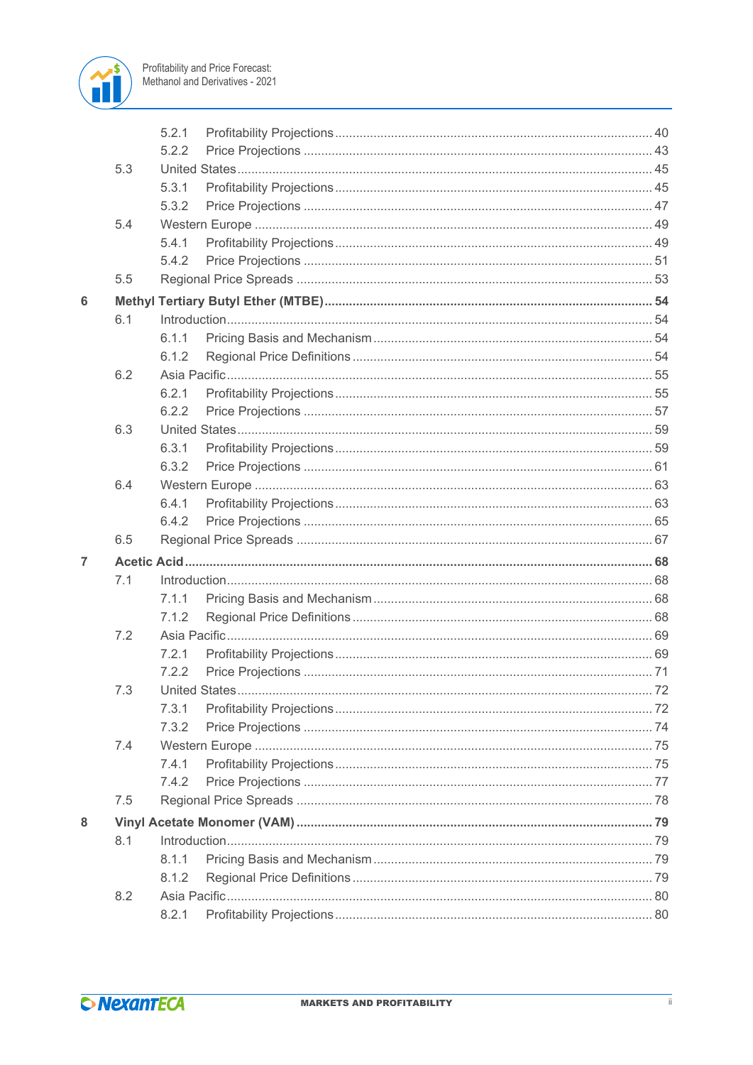| | | | |
|---|---|---|---|
| | | 5.2.1 Profitability Projections | 40 |
| | | 5.2.2 Price Projections | 43 |
| | 5.3 | United States | 45 |
| | | 5.3.1 Profitability Projections | 45 |
| | | 5.3.2 Price Projections | 47 |
| | 5.4 | Western Europe | 49 |
| | | 5.4.1 Profitability Projections | 49 |
| | | 5.4.2 Price Projections | 51 |
| | 5.5 | Regional Price Spreads | 53 |
| **6** | **Methyl Tertiary Butyl Ether (MTBE)** | | **54** |
| | 6.1 | Introduction | 54 |
| | | 6.1.1 Pricing Basis and Mechanism | 54 |
| | | 6.1.2 Regional Price Definitions | 54 |
| | 6.2 | Asia Pacific | 55 |
| | | 6.2.1 Profitability Projections | 55 |
| | | 6.2.2 Price Projections | 57 |
| | 6.3 | United States | 59 |
| | | 6.3.1 Profitability Projections | 59 |
| | | 6.3.2 Price Projections | 61 |
| | 6.4 | Western Europe | 63 |
| | | 6.4.1 Profitability Projections | 63 |
| | | 6.4.2 Price Projections | 65 |
| | 6.5 | Regional Price Spreads | 67 |
| **7** | **Acetic Acid** | | **68** |
| | 7.1 | Introduction | 68 |
| | | 7.1.1 Pricing Basis and Mechanism | 68 |
| | | 7.1.2 Regional Price Definitions | 68 |
| | 7.2 | Asia Pacific | 69 |
| | | 7.2.1 Profitability Projections | 69 |
| | | 7.2.2 Price Projections | 71 |
| | 7.3 | United States | 72 |
| | | 7.3.1 Profitability Projections | 72 |
| | | 7.3.2 Price Projections | 74 |
| | 7.4 | Western Europe | 75 |
| | | 7.4.1 Profitability Projections | 75 |
| | | 7.4.2 Price Projections | 77 |
| | 7.5 | Regional Price Spreads | 78 |
| **8** | **Vinyl Acetate Monomer (VAM)** | | **79** |
| | 8.1 | Introduction | 79 |
| | | 8.1.1 Pricing Basis and Mechanism | 79 |
| | | 8.1.2 Regional Price Definitions | 79 |
| | 8.2 | Asia Pacific | 80 |
| | | 8.2.1 Profitability Projections | 80 |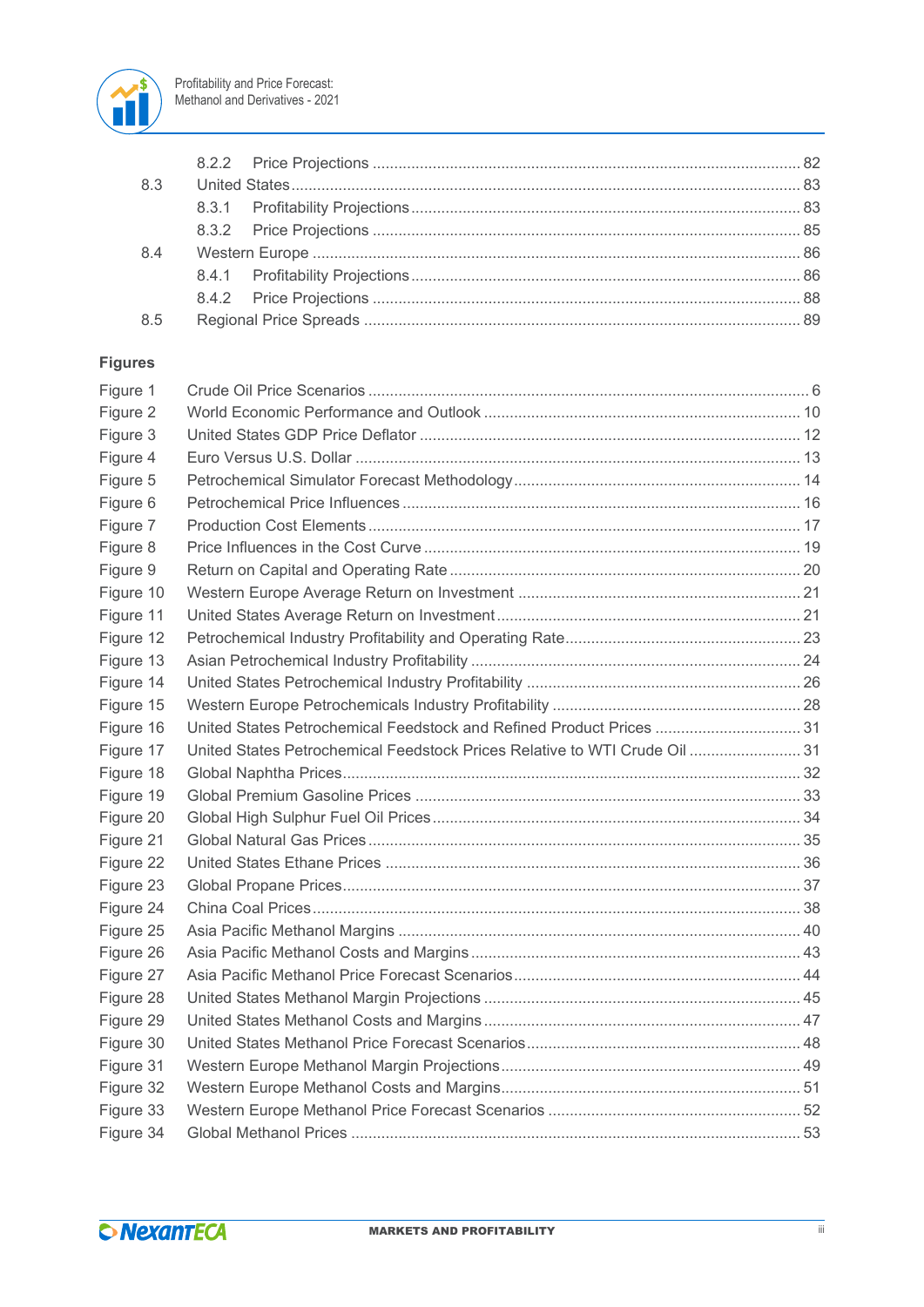| | | |
|---|---|---|
| | 8.2.2 Price Projections | 82 |
| 8.3 | United States | 83 |
| | 8.3.1 Profitability Projections | 83 |
| | 8.3.2 Price Projections | 85 |
| 8.4 | Western Europe | 86 |
| | 8.4.1 Profitability Projections | 86 |
| | 8.4.2 Price Projections | 88 |
| 8.5 | Regional Price Spreads | 89 |

## Figures

| | | |
|---|---|---|
| Figure 1 | Crude Oil Price Scenarios | 6 |
| Figure 2 | World Economic Performance and Outlook | 10 |
| Figure 3 | United States GDP Price Deflator | 12 |
| Figure 4 | Euro Versus U.S. Dollar | 13 |
| Figure 5 | Petrochemical Simulator Forecast Methodology | 14 |
| Figure 6 | Petrochemical Price Influences | 16 |
| Figure 7 | Production Cost Elements | 17 |
| Figure 8 | Price Influences in the Cost Curve | 19 |
| Figure 9 | Return on Capital and Operating Rate | 20 |
| Figure 10 | Western Europe Average Return on Investment | 21 |
| Figure 11 | United States Average Return on Investment | 21 |
| Figure 12 | Petrochemical Industry Profitability and Operating Rate | 23 |
| Figure 13 | Asian Petrochemical Industry Profitability | 24 |
| Figure 14 | United States Petrochemical Industry Profitability | 26 |
| Figure 15 | Western Europe Petrochemicals Industry Profitability | 28 |
| Figure 16 | United States Petrochemical Feedstock and Refined Product Prices | 31 |
| Figure 17 | United States Petrochemical Feedstock Prices Relative to WTI Crude Oil | 31 |
| Figure 18 | Global Naphtha Prices | 32 |
| Figure 19 | Global Premium Gasoline Prices | 33 |
| Figure 20 | Global High Sulphur Fuel Oil Prices | 34 |
| Figure 21 | Global Natural Gas Prices | 35 |
| Figure 22 | United States Ethane Prices | 36 |
| Figure 23 | Global Propane Prices | 37 |
| Figure 24 | China Coal Prices | 38 |
| Figure 25 | Asia Pacific Methanol Margins | 40 |
| Figure 26 | Asia Pacific Methanol Costs and Margins | 43 |
| Figure 27 | Asia Pacific Methanol Price Forecast Scenarios | 44 |
| Figure 28 | United States Methanol Margin Projections | 45 |
| Figure 29 | United States Methanol Costs and Margins | 47 |
| Figure 30 | United States Methanol Price Forecast Scenarios | 48 |
| Figure 31 | Western Europe Methanol Margin Projections | 49 |
| Figure 32 | Western Europe Methanol Costs and Margins | 51 |
| Figure 33 | Western Europe Methanol Price Forecast Scenarios | 52 |
| Figure 34 | Global Methanol Prices | 53 |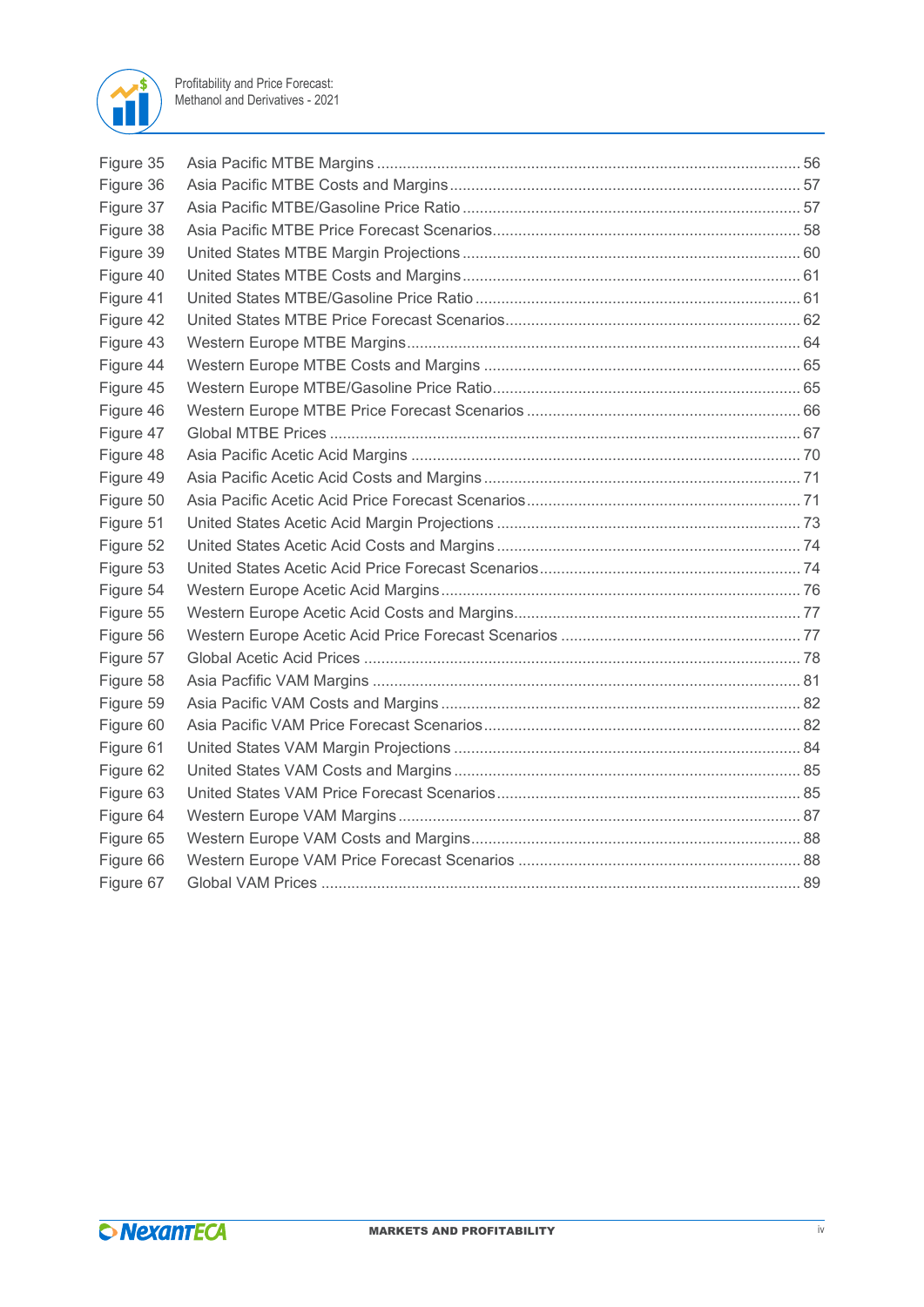| | | |
|---|---|---|
| Figure 35 | Asia Pacific MTBE Margins | 56 |
| Figure 36 | Asia Pacific MTBE Costs and Margins | 57 |
| Figure 37 | Asia Pacific MTBE/Gasoline Price Ratio | 57 |
| Figure 38 | Asia Pacific MTBE Price Forecast Scenarios | 58 |
| Figure 39 | United States MTBE Margin Projections | 60 |
| Figure 40 | United States MTBE Costs and Margins | 61 |
| Figure 41 | United States MTBE/Gasoline Price Ratio | 61 |
| Figure 42 | United States MTBE Price Forecast Scenarios | 62 |
| Figure 43 | Western Europe MTBE Margins | 64 |
| Figure 44 | Western Europe MTBE Costs and Margins | 65 |
| Figure 45 | Western Europe MTBE/Gasoline Price Ratio | 65 |
| Figure 46 | Western Europe MTBE Price Forecast Scenarios | 66 |
| Figure 47 | Global MTBE Prices | 67 |
| Figure 48 | Asia Pacific Acetic Acid Margins | 70 |
| Figure 49 | Asia Pacific Acetic Acid Costs and Margins | 71 |
| Figure 50 | Asia Pacific Acetic Acid Price Forecast Scenarios | 71 |
| Figure 51 | United States Acetic Acid Margin Projections | 73 |
| Figure 52 | United States Acetic Acid Costs and Margins | 74 |
| Figure 53 | United States Acetic Acid Price Forecast Scenarios | 74 |
| Figure 54 | Western Europe Acetic Acid Margins | 76 |
| Figure 55 | Western Europe Acetic Acid Costs and Margins | 77 |
| Figure 56 | Western Europe Acetic Acid Price Forecast Scenarios | 77 |
| Figure 57 | Global Acetic Acid Prices | 78 |
| Figure 58 | Asia Pacfific VAM Margins | 81 |
| Figure 59 | Asia Pacific VAM Costs and Margins | 82 |
| Figure 60 | Asia Pacific VAM Price Forecast Scenarios | 82 |
| Figure 61 | United States VAM Margin Projections | 84 |
| Figure 62 | United States VAM Costs and Margins | 85 |
| Figure 63 | United States VAM Price Forecast Scenarios | 85 |
| Figure 64 | Western Europe VAM Margins | 87 |
| Figure 65 | Western Europe VAM Costs and Margins | 88 |
| Figure 66 | Western Europe VAM Price Forecast Scenarios | 88 |
| Figure 67 | Global VAM Prices | 89 |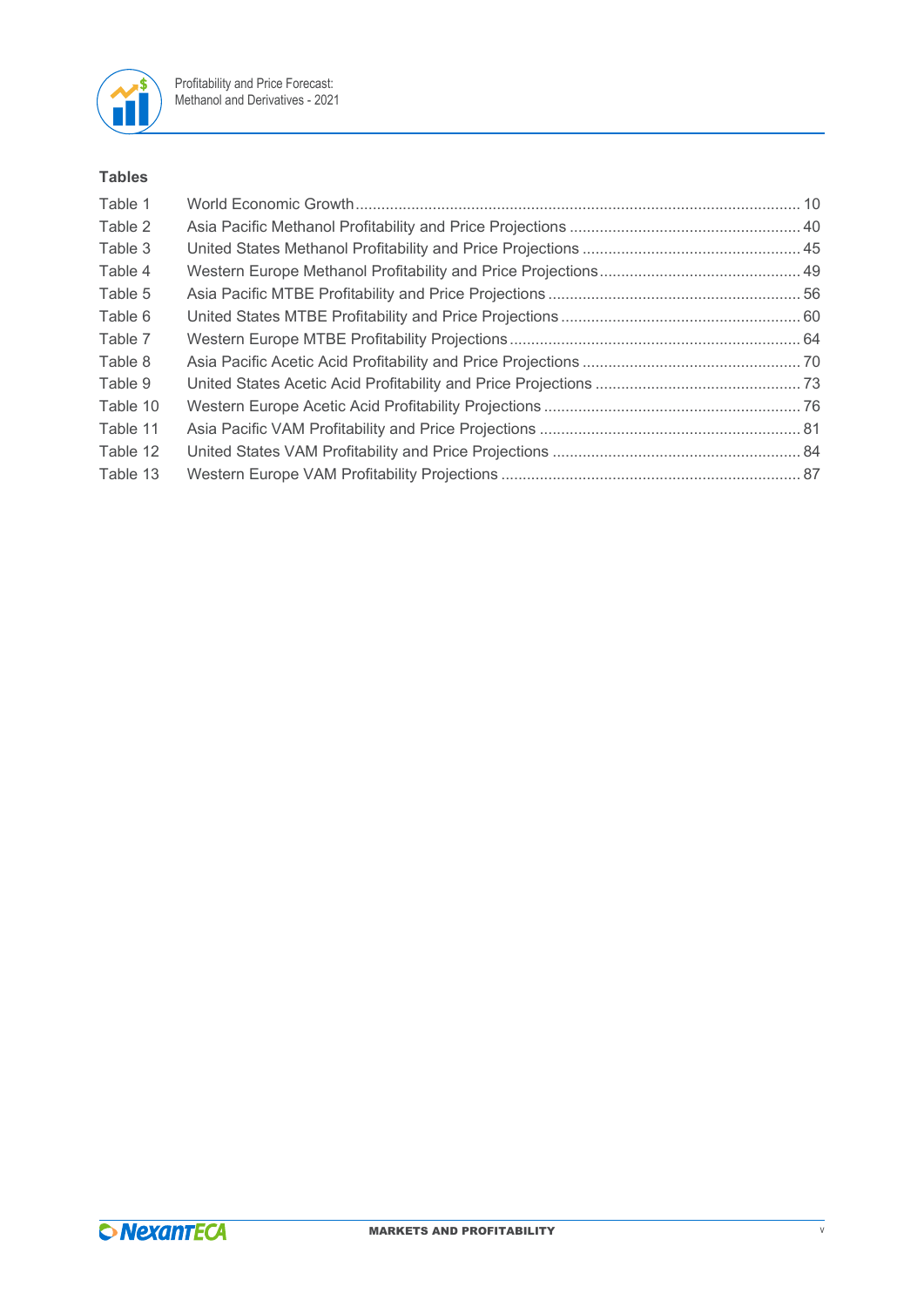## Tables

| | | |
|---|---|---|
| Table 1 | World Economic Growth | 10 |
| Table 2 | Asia Pacific Methanol Profitability and Price Projections | 40 |
| Table 3 | United States Methanol Profitability and Price Projections | 45 |
| Table 4 | Western Europe Methanol Profitability and Price Projections | 49 |
| Table 5 | Asia Pacific MTBE Profitability and Price Projections | 56 |
| Table 6 | United States MTBE Profitability and Price Projections | 60 |
| Table 7 | Western Europe MTBE Profitability Projections | 64 |
| Table 8 | Asia Pacific Acetic Acid Profitability and Price Projections | 70 |
| Table 9 | United States Acetic Acid Profitability and Price Projections | 73 |
| Table 10 | Western Europe Acetic Acid Profitability Projections | 76 |
| Table 11 | Asia Pacific VAM Profitability and Price Projections | 81 |
| Table 12 | United States VAM Profitability and Price Projections | 84 |
| Table 13 | Western Europe VAM Profitability Projections | 87 |